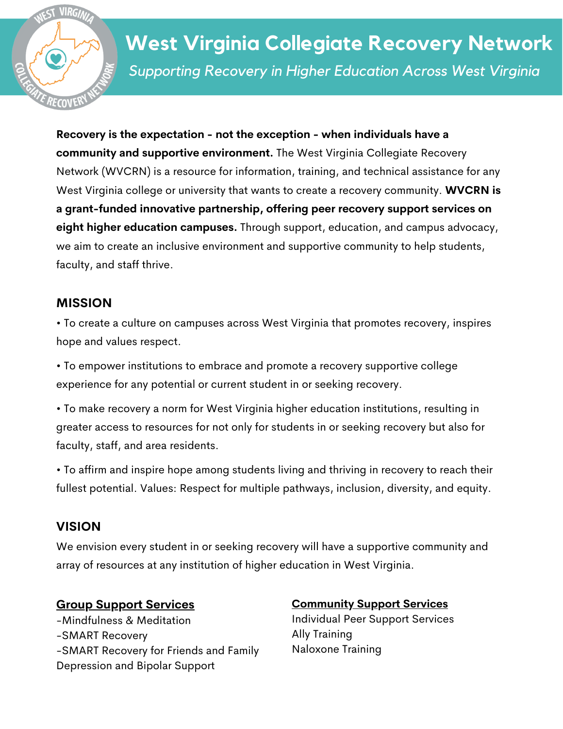# West Virginia Collegiate Recovery Network

*Supporting Recovery in Higher Education Across West Virginia*

**Recovery is the expectation - not the exception - when individuals have a community and supportive environment.** The West Virginia Collegiate Recovery Network (WVCRN) is a resource for information, training, and technical assistance for any West Virginia college or university that wants to create a recovery community. **WVCRN is a grant-funded innovative partnership, offering peer recovery support services on eight higher education campuses.** Through support, education, and campus advocacy, we aim to create an inclusive environment and supportive community to help students, faculty, and staff thrive.

## MISSION

• To create a culture on campuses across West Virginia that promotes recovery, inspires hope and values respect.

• To empower institutions to embrace and promote a recovery supportive college experience for any potential or current student in or seeking recovery.

• To make recovery a norm for West Virginia higher education institutions, resulting in greater access to resources for not only for students in or seeking recovery but also for faculty, staff, and area residents.

• To affirm and inspire hope among students living and thriving in recovery to reach their fullest potential. Values: Respect for multiple pathways, inclusion, diversity, and equity.

## VISION

We envision every student in or seeking recovery will have a supportive community and array of resources at any institution of higher education in West Virginia.

**Group Support Services**

-Mindfulness & Meditation
-SMART Recovery
-SMART Recovery for Friends and Family
Depression and Bipolar Support

**Community Support Services**

Individual Peer Support Services
Ally Training
Naloxone Training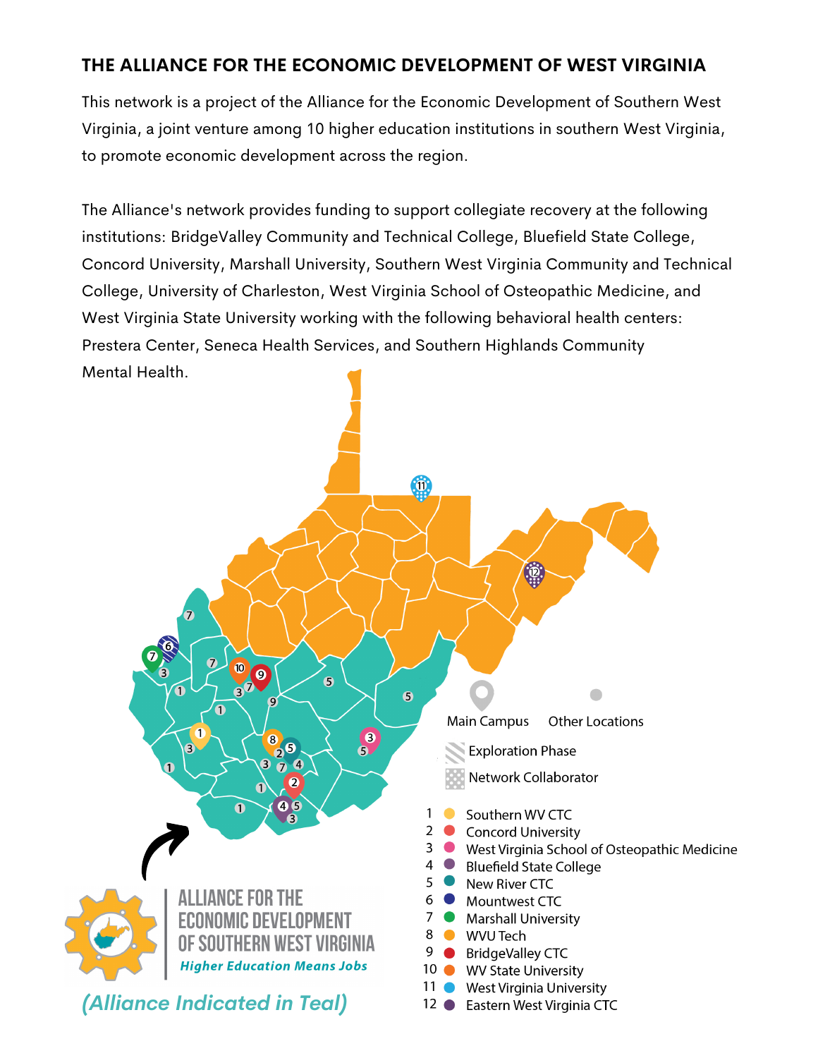## THE ALLIANCE FOR THE ECONOMIC DEVELOPMENT OF WEST VIRGINIA

This network is a project of the Alliance for the Economic Development of Southern West Virginia, a joint venture among 10 higher education institutions in southern West Virginia, to promote economic development across the region.

The Alliance's network provides funding to support collegiate recovery at the following institutions: BridgeValley Community and Technical College, Bluefield State College, Concord University, Marshall University, Southern West Virginia Community and Technical College, University of Charleston, West Virginia School of Osteopathic Medicine, and West Virginia State University working with the following behavioral health centers: Prestera Center, Seneca Health Services, and Southern Highlands Community Mental Health.

Main Campus
Other Locations
Exploration Phase
Network Collaborator

1 Southern WV CTC
2 Concord University
3 West Virginia School of Osteopathic Medicine
4 Bluefield State College
5 New River CTC
6 Mountwest CTC
7 Marshall University
8 WVU Tech
9 BridgeValley CTC
10 WV State University
11 West Virginia University
12 Eastern West Virginia CTC

ALLIANCE FOR THE ECONOMIC DEVELOPMENT OF SOUTHERN WEST VIRGINIA
*Higher Education Means Jobs*

*(Alliance Indicated in Teal)*